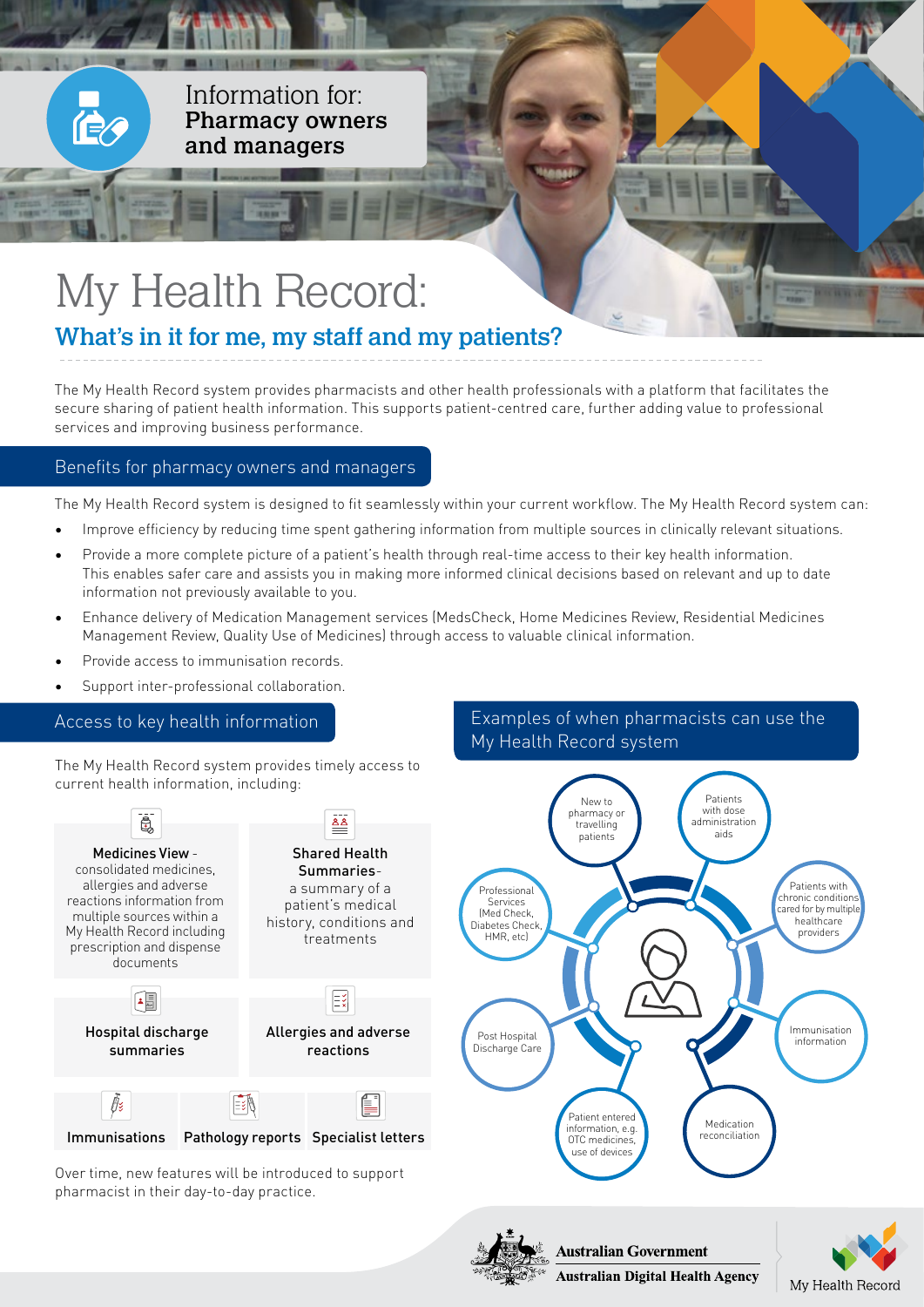Information for:
**Pharmacy owners and managers**

# My Health Record:

## What's in it for me, my staff and my patients?

The My Health Record system provides pharmacists and other health professionals with a platform that facilitates the secure sharing of patient health information. This supports patient-centred care, further adding value to professional services and improving business performance.

## Benefits for pharmacy owners and managers

The My Health Record system is designed to fit seamlessly within your current workflow. The My Health Record system can:

- Improve efficiency by reducing time spent gathering information from multiple sources in clinically relevant situations.
- Provide a more complete picture of a patient's health through real-time access to their key health information. This enables safer care and assists you in making more informed clinical decisions based on relevant and up to date information not previously available to you.
- Enhance delivery of Medication Management services (MedsCheck, Home Medicines Review, Residential Medicines Management Review, Quality Use of Medicines) through access to valuable clinical information.
- Provide access to immunisation records.
- Support inter-professional collaboration.

## Access to key health information

The My Health Record system provides timely access to current health information, including:

- **Medicines View** - consolidated medicines, allergies and adverse reactions information from multiple sources within a My Health Record including prescription and dispense documents
- **Shared Health Summaries** - a summary of a patient's medical history, conditions and treatments
- **Hospital discharge summaries**
- **Allergies and adverse reactions**
- **Immunisations**
- **Pathology reports**
- **Specialist letters**

Over time, new features will be introduced to support pharmacist in their day-to-day practice.

## Examples of when pharmacists can use the My Health Record system

- New to pharmacy or travelling patients
- Patients with dose administration aids
- Patients with chronic conditions cared for by multiple healthcare providers
- Immunisation information
- Medication reconciliation
- Patient entered information, e.g. OTC medicines, use of devices
- Post Hospital Discharge Care
- Professional Services (Med Check, Diabetes Check, HMR, etc)

Australian Government
Australian Digital Health Agency

My Health Record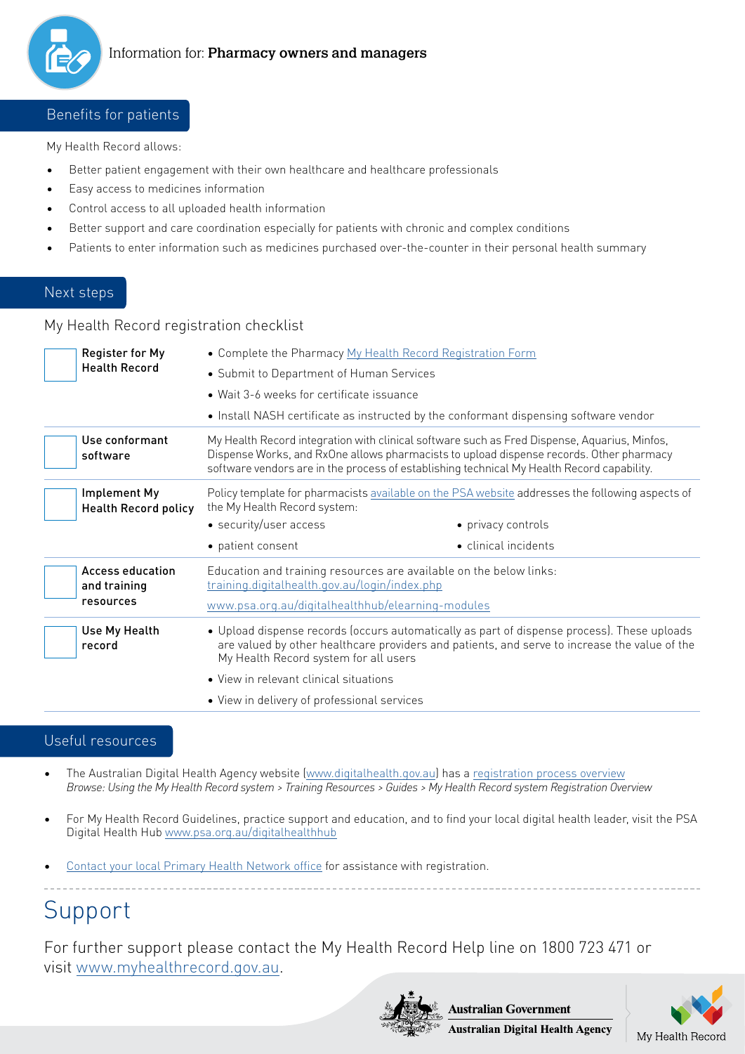Information for: **Pharmacy owners and managers**

## Benefits for patients

My Health Record allows:

- Better patient engagement with their own healthcare and healthcare professionals
- Easy access to medicines information
- Control access to all uploaded health information
- Better support and care coordination especially for patients with chronic and complex conditions
- Patients to enter information such as medicines purchased over-the-counter in their personal health summary

## Next steps

### My Health Record registration checklist

| | | |
|---|---|---|
| ☐ | **Register for My Health Record** | • Complete the Pharmacy My Health Record Registration Form<br>• Submit to Department of Human Services<br>• Wait 3-6 weeks for certificate issuance<br>• Install NASH certificate as instructed by the conformant dispensing software vendor |
| ☐ | **Use conformant software** | My Health Record integration with clinical software such as Fred Dispense, Aquarius, Minfos, Dispense Works, and RxOne allows pharmacists to upload dispense records. Other pharmacy software vendors are in the process of establishing technical My Health Record capability. |
| ☐ | **Implement My Health Record policy** | Policy template for pharmacists available on the PSA website addresses the following aspects of the My Health Record system:<br>• security/user access • privacy controls<br>• patient consent • clinical incidents |
| ☐ | **Access education and training resources** | Education and training resources are available on the below links:<br>training.digitalhealth.gov.au/login/index.php<br>www.psa.org.au/digitalhealthhub/elearning-modules |
| ☐ | **Use My Health record** | • Upload dispense records (occurs automatically as part of dispense process). These uploads are valued by other healthcare providers and patients, and serve to increase the value of the My Health Record system for all users<br>• View in relevant clinical situations<br>• View in delivery of professional services |

## Useful resources

- The Australian Digital Health Agency website (www.digitalhealth.gov.au) has a registration process overview
  *Browse: Using the My Health Record system > Training Resources > Guides > My Health Record system Registration Overview*
- For My Health Record Guidelines, practice support and education, and to find your local digital health leader, visit the PSA Digital Health Hub www.psa.org.au/digitalhealthhub
- Contact your local Primary Health Network office for assistance with registration.

# Support

For further support please contact the My Health Record Help line on 1800 723 471 or visit www.myhealthrecord.gov.au.

Australian Government
Australian Digital Health Agency

My Health Record